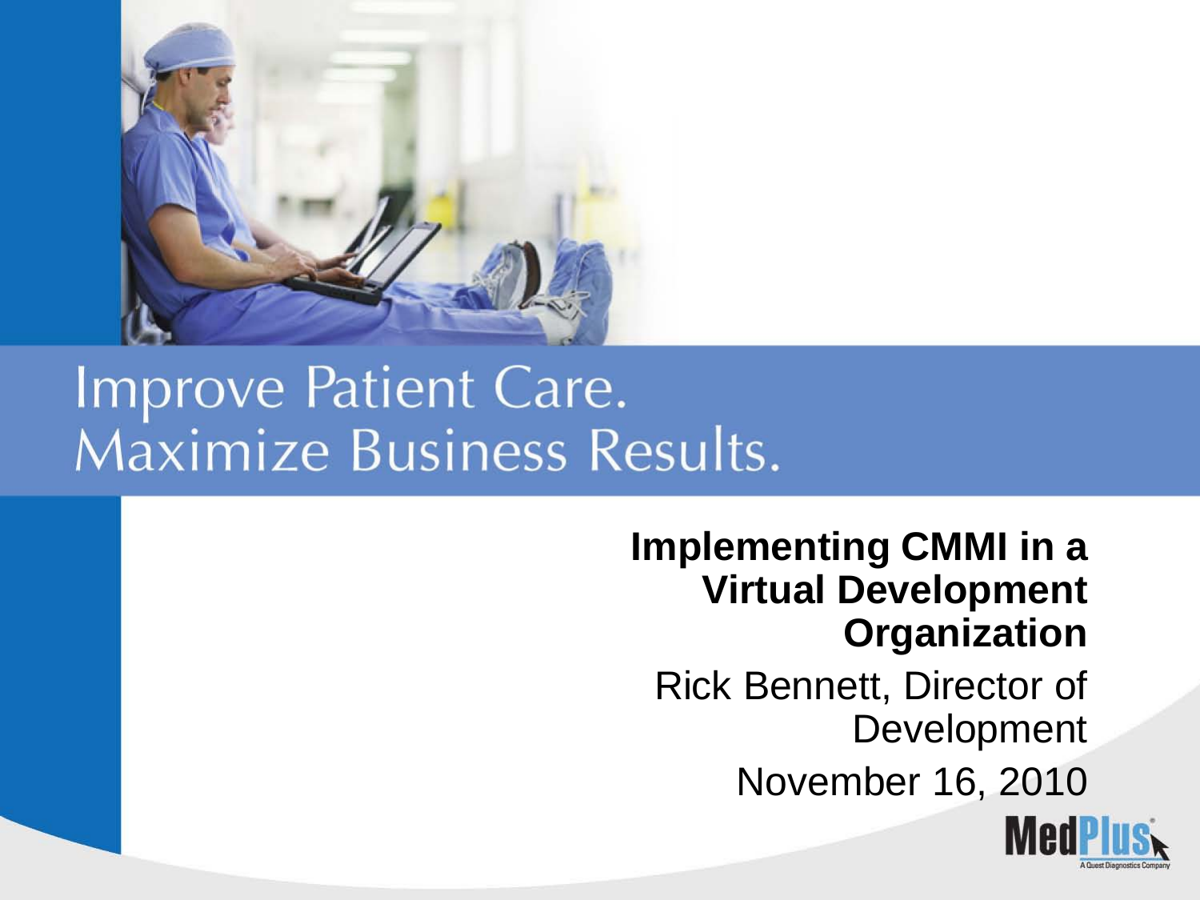Improve Patient Care.
Maximize Business Results.

# Implementing CMMI in a Virtual Development Organization

Rick Bennett, Director of Development

November 16, 2010

MedPlus
A Quest Diagnostics Company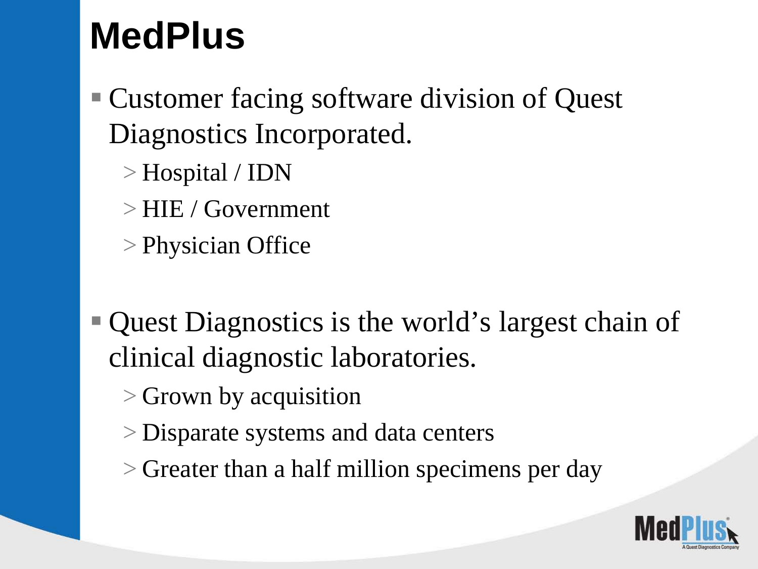# MedPlus

- Customer facing software division of Quest Diagnostics Incorporated.
  - Hospital / IDN
  - HIE / Government
  - Physician Office

- Quest Diagnostics is the world's largest chain of clinical diagnostic laboratories.
  - Grown by acquisition
  - Disparate systems and data centers
  - Greater than a half million specimens per day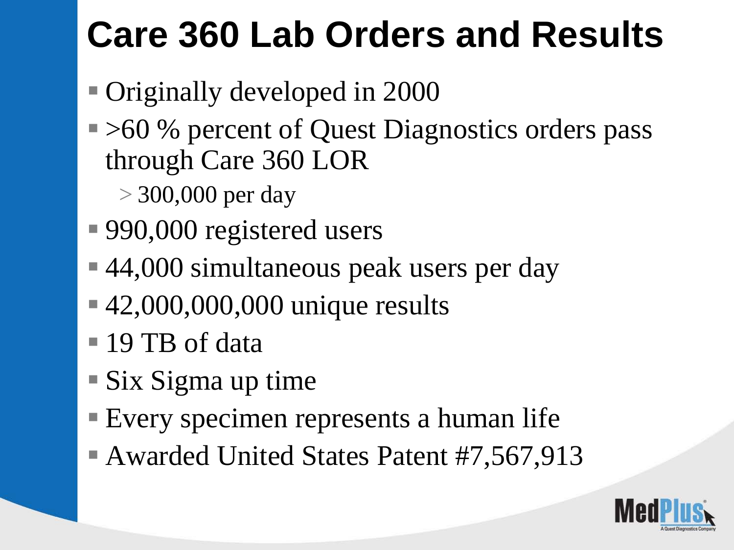# Care 360 Lab Orders and Results

- Originally developed in 2000
- >60 % percent of Quest Diagnostics orders pass through Care 360 LOR
  - > 300,000 per day
- 990,000 registered users
- 44,000 simultaneous peak users per day
- 42,000,000,000 unique results
- 19 TB of data
- Six Sigma up time
- Every specimen represents a human life
- Awarded United States Patent #7,567,913

MedPlus
A Quest Diagnostics Company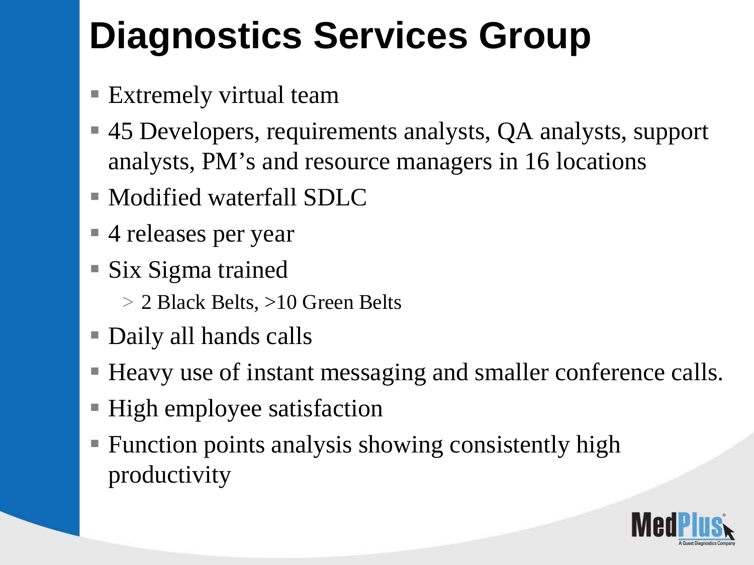# Diagnostics Services Group

- Extremely virtual team
- 45 Developers, requirements analysts, QA analysts, support analysts, PM's and resource managers in 16 locations
- Modified waterfall SDLC
- 4 releases per year
- Six Sigma trained
  - 2 Black Belts, >10 Green Belts
- Daily all hands calls
- Heavy use of instant messaging and smaller conference calls.
- High employee satisfaction
- Function points analysis showing consistently high productivity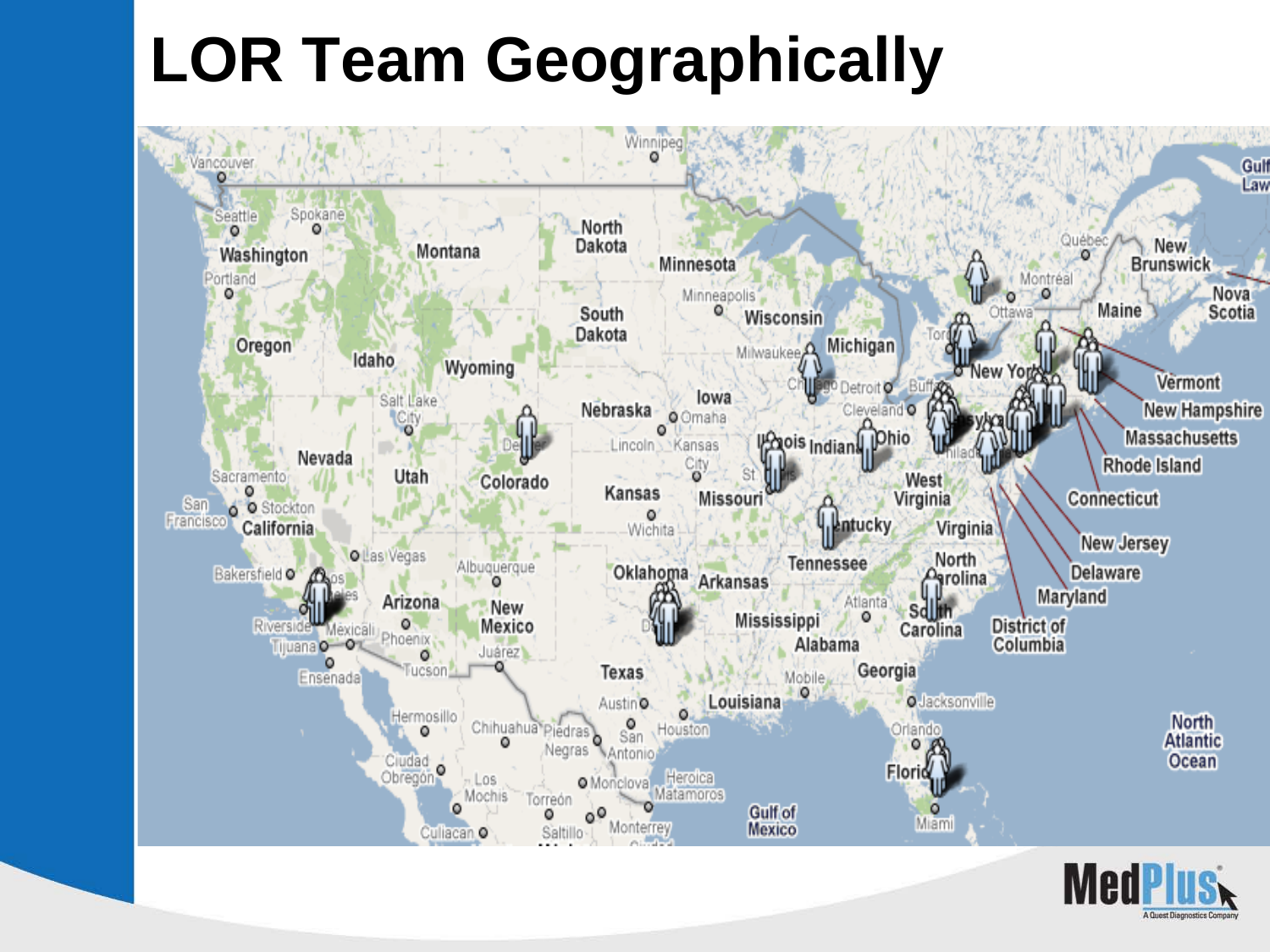# LOR Team Geographically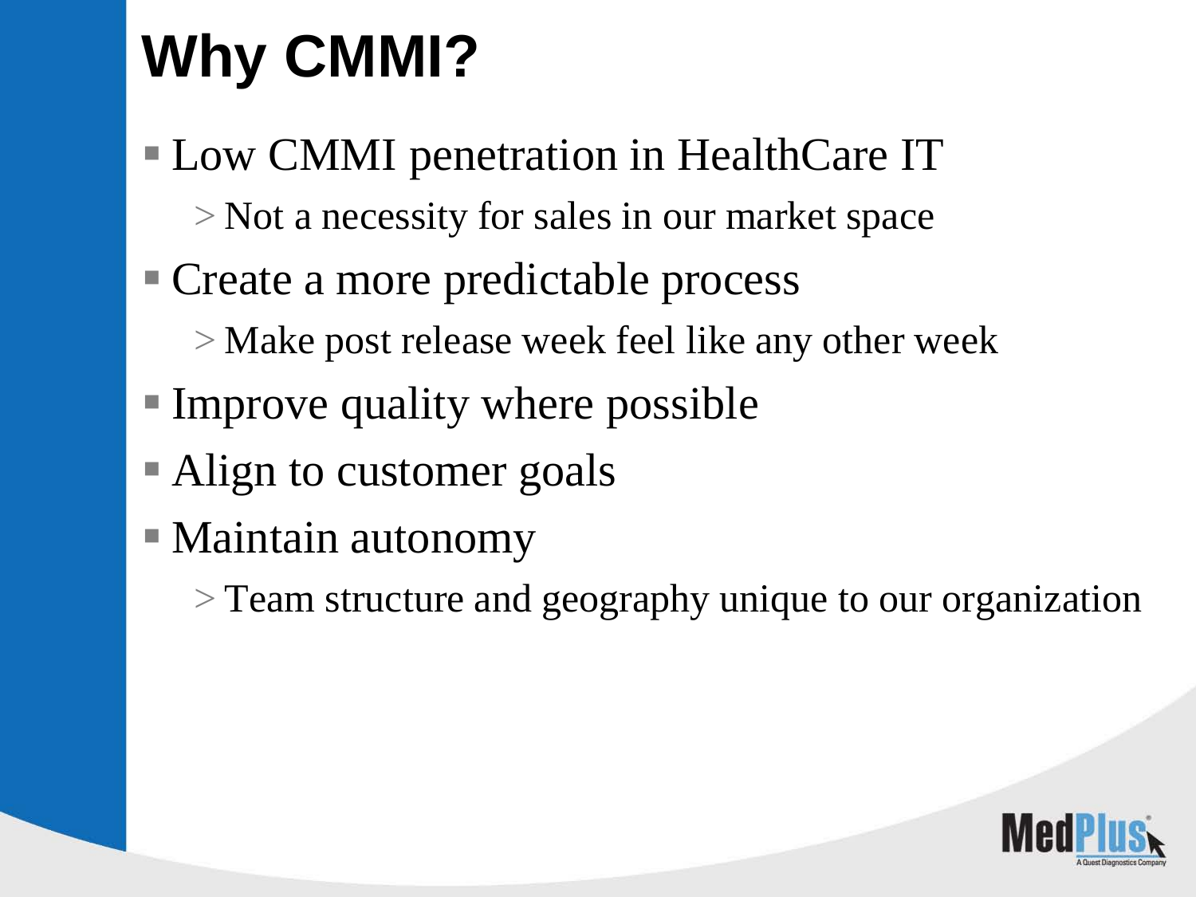# Why CMMI?

- Low CMMI penetration in HealthCare IT
  - Not a necessity for sales in our market space
- Create a more predictable process
  - Make post release week feel like any other week
- Improve quality where possible
- Align to customer goals
- Maintain autonomy
  - Team structure and geography unique to our organization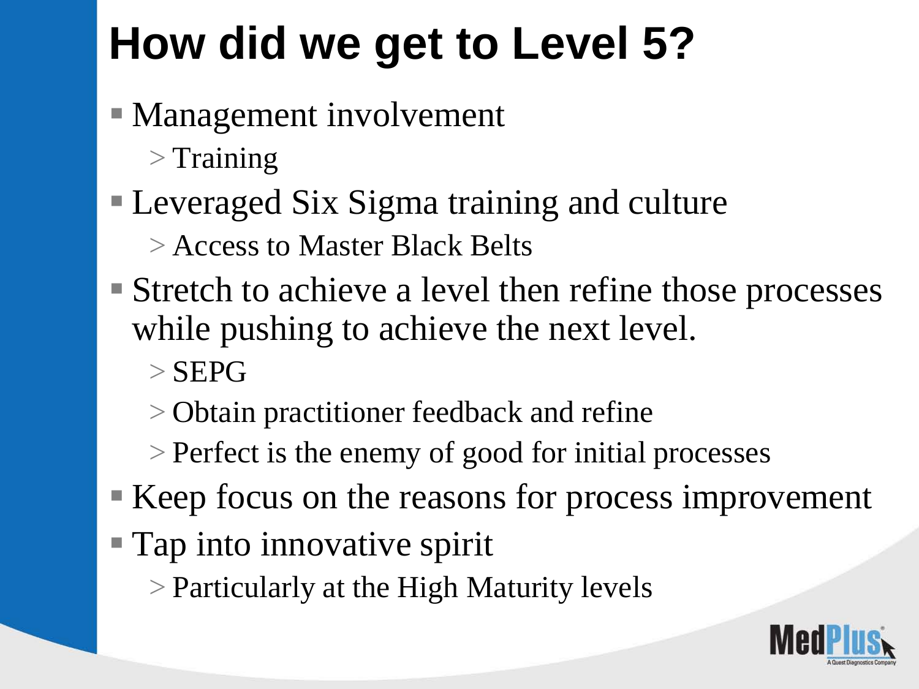# How did we get to Level 5?

- Management involvement
  - Training
- Leveraged Six Sigma training and culture
  - Access to Master Black Belts
- Stretch to achieve a level then refine those processes while pushing to achieve the next level.
  - SEPG
  - Obtain practitioner feedback and refine
  - Perfect is the enemy of good for initial processes
- Keep focus on the reasons for process improvement
- Tap into innovative spirit
  - Particularly at the High Maturity levels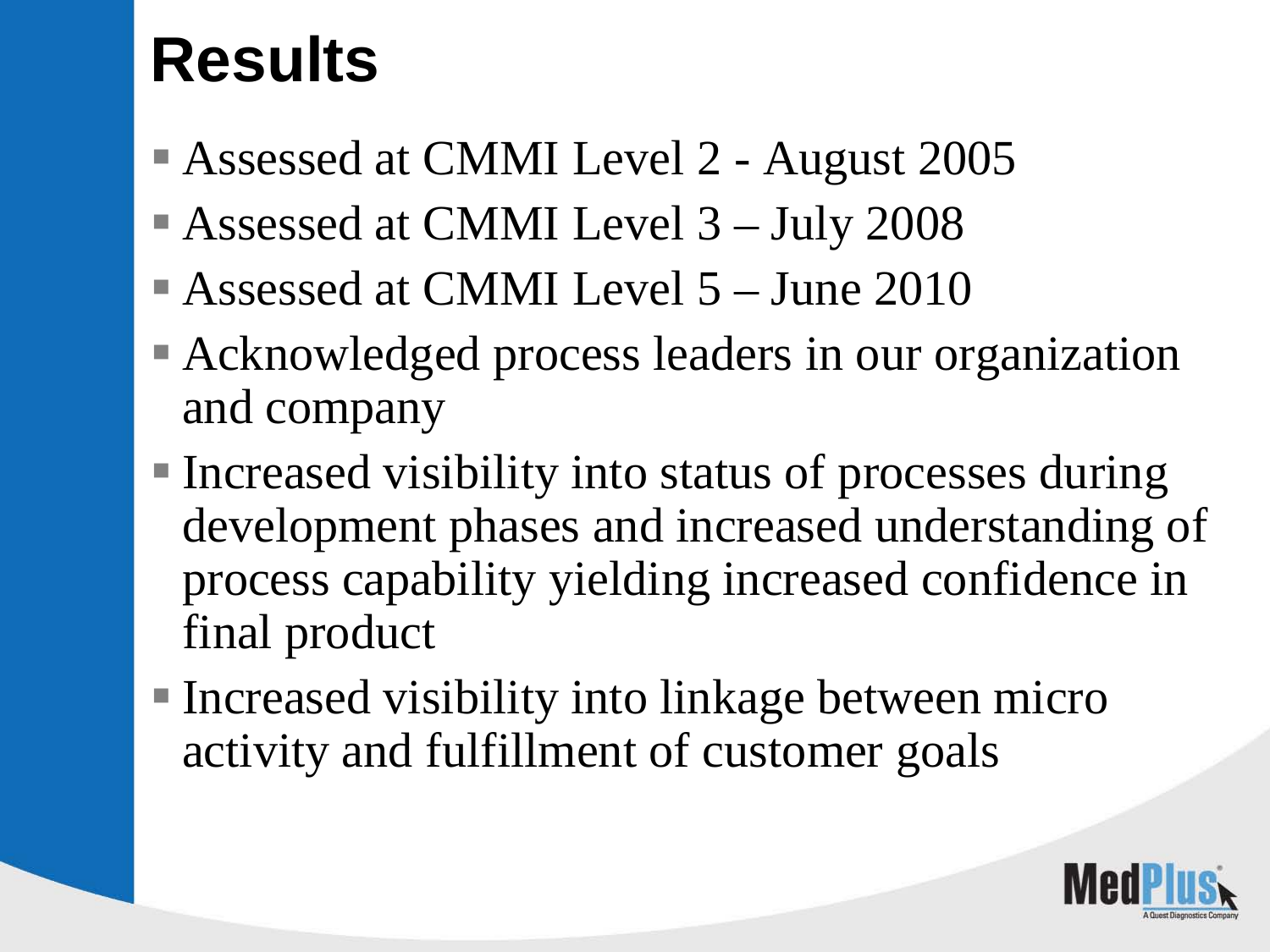# Results

- Assessed at CMMI Level 2 - August 2005
- Assessed at CMMI Level 3 – July 2008
- Assessed at CMMI Level 5 – June 2010
- Acknowledged process leaders in our organization and company
- Increased visibility into status of processes during development phases and increased understanding of process capability yielding increased confidence in final product
- Increased visibility into linkage between micro activity and fulfillment of customer goals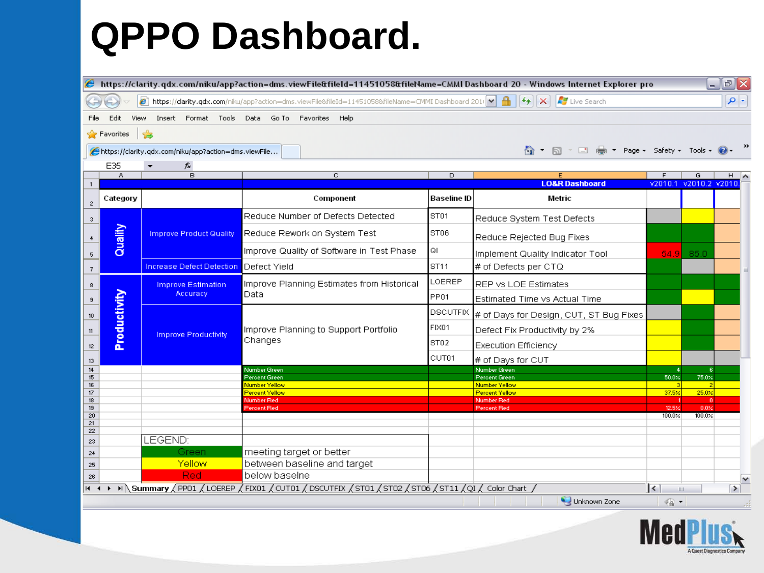# QPPO Dashboard.

https://clarity.qdx.com/niku/app?action=dms.viewFile&fileId=11451058&fileName=CMMI Dashboard 20 - Windows Internet Explorer pro

**LO&R Dashboard**

| Category | | Component | Baseline ID | Metric | v2010.1 | v2010.2 | v2010 |
|---|---|---|---|---|---|---|---|
| Quality | Improve Product Quality | Reduce Number of Defects Detected | ST01 | Reduce System Test Defects | | | |
| | | Reduce Rework on System Test | ST06 | Reduce Rejected Bug Fixes | | | |
| | | Improve Quality of Software in Test Phase | QI | Implement Quality Indicator Tool | 54.9 | 85.0 | |
| | Increase Defect Detection | Defect Yield | ST11 | # of Defects per CTQ | | | |
| Productivity | Improve Estimation Accuracy | Improve Planning Estimates from Historical Data | LOEREP | REP vs LOE Estimates | | | |
| | | | PP01 | Estimated Time vs Actual Time | | | |
| | Improve Productivity | Improve Planning to Support Portfolio Changes | DSCUTFIX | # of Days for Design, CUT, ST Bug Fixes | | | |
| | | | FIX01 | Defect Fix Productivity by 2% | | | |
| | | | ST02 | Execution Efficiency | | | |
| | | | CUT01 | # of Days for CUT | | | |
| | | Number Green | | Number Green | 4 | 6 | |
| | | Percent Green | | Percent Green | 50.0% | 75.0% | |
| | | Number Yellow | | Number Yellow | 3 | 2 | |
| | | Percent Yellow | | Percent Yellow | 37.5% | 25.0% | |
| | | Number Red | | Number Red | 1 | 0 | |
| | | Percent Red | | Percent Red | 12.5% | 0.0% | |
| | | | | | 100.0% | 100.0% | |

| LEGEND: | |
|---|---|
| Green | meeting target or better |
| Yellow | between baseline and target |
| Red | below baseline |

Summary / PP01 / LOEREP / FIX01 / CUT01 / DSCUTFIX / ST01 / ST02 / ST06 / ST11 / QI / Color Chart

MedPlus — A Quest Diagnostics Company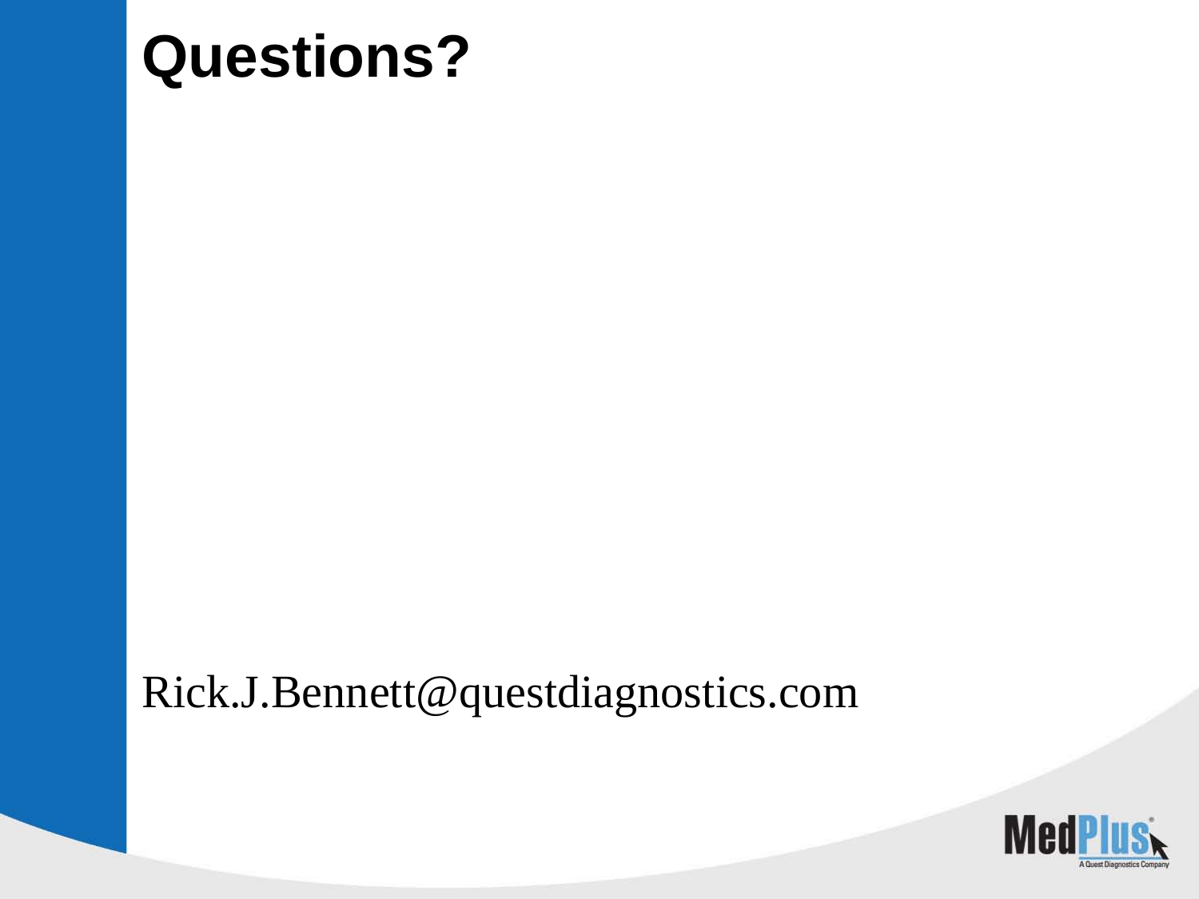# Questions?

Rick.J.Bennett@questdiagnostics.com